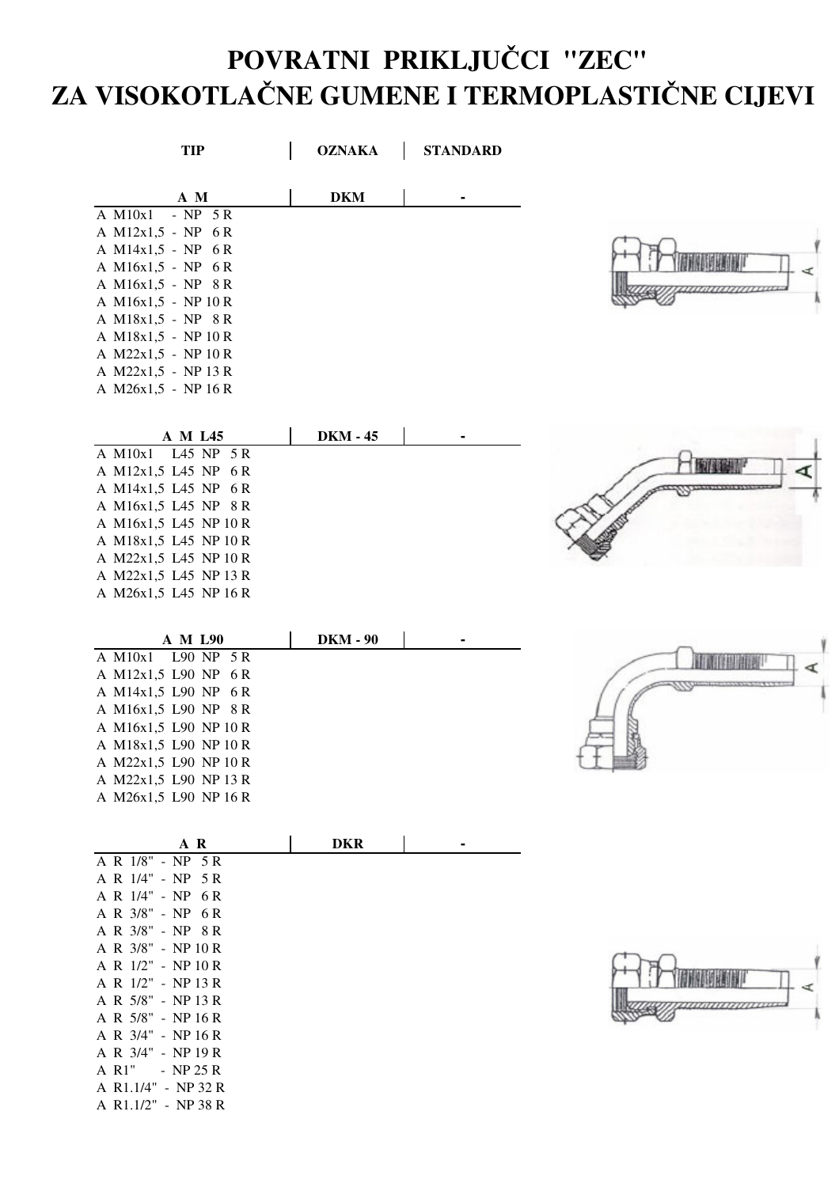# POVRATNI PRIKLJUČCI "ZEC"
# ZA VISOKOTLAČNE GUMENE I TERMOPLASTIČNE CIJEVI

| TIP | OZNAKA | STANDARD |
|---|---|---|
| **A M** | **DKM** | **-** |
| A M10x1 - NP 5 R | | |
| A M12x1,5 - NP 6 R | | |
| A M14x1,5 - NP 6 R | | |
| A M16x1,5 - NP 6 R | | |
| A M16x1,5 - NP 8 R | | |
| A M16x1,5 - NP 10 R | | |
| A M18x1,5 - NP 8 R | | |
| A M18x1,5 - NP 10 R | | |
| A M22x1,5 - NP 10 R | | |
| A M22x1,5 - NP 13 R | | |
| A M26x1,5 - NP 16 R | | |
| **A M L45** | **DKM - 45** | **-** |
| A M10x1 L45 NP 5 R | | |
| A M12x1,5 L45 NP 6 R | | |
| A M14x1,5 L45 NP 6 R | | |
| A M16x1,5 L45 NP 8 R | | |
| A M16x1,5 L45 NP 10 R | | |
| A M18x1,5 L45 NP 10 R | | |
| A M22x1,5 L45 NP 10 R | | |
| A M22x1,5 L45 NP 13 R | | |
| A M26x1,5 L45 NP 16 R | | |
| **A M L90** | **DKM - 90** | **-** |
| A M10x1 L90 NP 5 R | | |
| A M12x1,5 L90 NP 6 R | | |
| A M14x1,5 L90 NP 6 R | | |
| A M16x1,5 L90 NP 8 R | | |
| A M16x1,5 L90 NP 10 R | | |
| A M18x1,5 L90 NP 10 R | | |
| A M22x1,5 L90 NP 10 R | | |
| A M22x1,5 L90 NP 13 R | | |
| A M26x1,5 L90 NP 16 R | | |
| **A R** | **DKR** | **-** |
| A R 1/8" - NP 5 R | | |
| A R 1/4" - NP 5 R | | |
| A R 1/4" - NP 6 R | | |
| A R 3/8" - NP 6 R | | |
| A R 3/8" - NP 8 R | | |
| A R 3/8" - NP 10 R | | |
| A R 1/2" - NP 10 R | | |
| A R 1/2" - NP 13 R | | |
| A R 5/8" - NP 13 R | | |
| A R 5/8" - NP 16 R | | |
| A R 3/4" - NP 16 R | | |
| A R 3/4" - NP 19 R | | |
| A R1" - NP 25 R | | |
| A R1.1/4" - NP 32 R | | |
| A R1.1/2" - NP 38 R | | |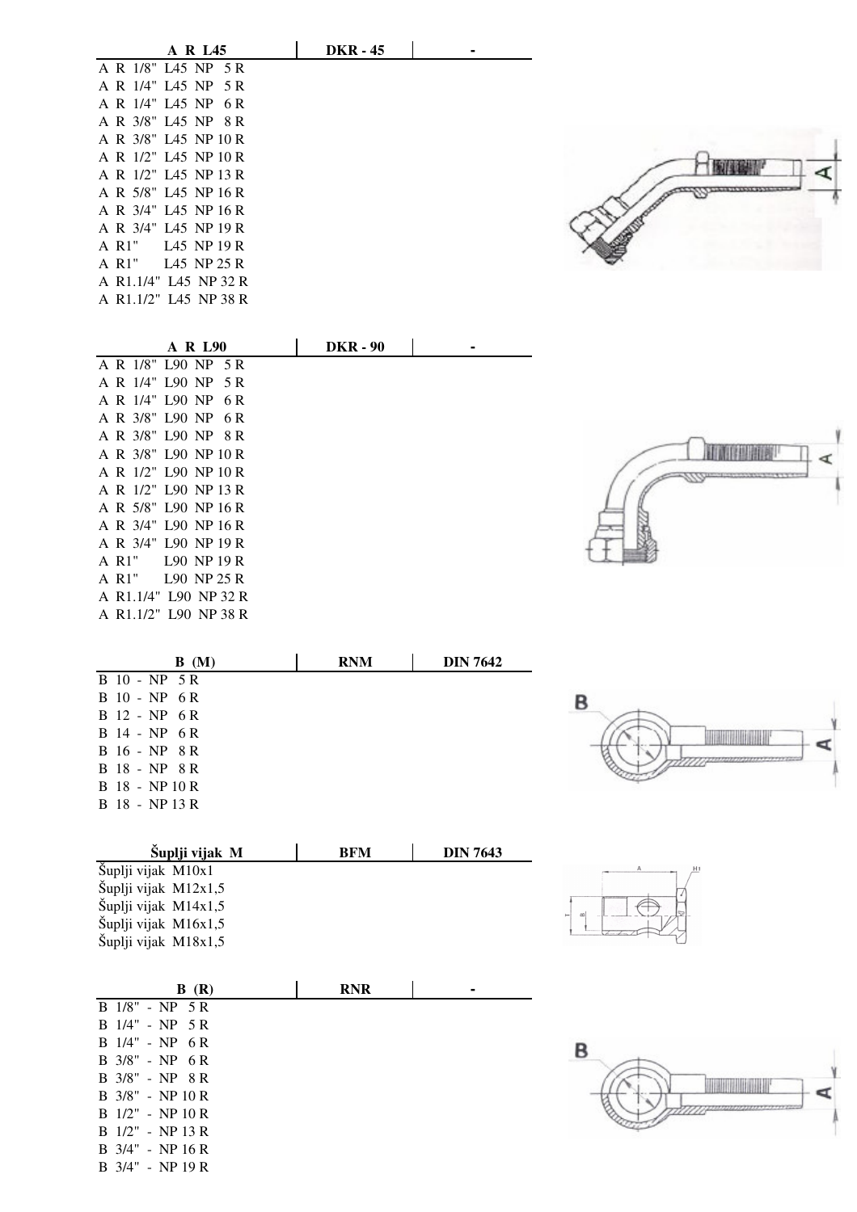| A R L45 | DKR - 45 | - |
|---|---|---|
| A R 1/8" L45 NP 5 R | | |
| A R 1/4" L45 NP 5 R | | |
| A R 1/4" L45 NP 6 R | | |
| A R 3/8" L45 NP 8 R | | |
| A R 3/8" L45 NP 10 R | | |
| A R 1/2" L45 NP 10 R | | |
| A R 1/2" L45 NP 13 R | | |
| A R 5/8" L45 NP 16 R | | |
| A R 3/4" L45 NP 16 R | | |
| A R 3/4" L45 NP 19 R | | |
| A R1" L45 NP 19 R | | |
| A R1" L45 NP 25 R | | |
| A R1.1/4" L45 NP 32 R | | |
| A R1.1/2" L45 NP 38 R | | |

| A R L90 | DKR - 90 | - |
|---|---|---|
| A R 1/8" L90 NP 5 R | | |
| A R 1/4" L90 NP 5 R | | |
| A R 1/4" L90 NP 6 R | | |
| A R 3/8" L90 NP 6 R | | |
| A R 3/8" L90 NP 8 R | | |
| A R 3/8" L90 NP 10 R | | |
| A R 1/2" L90 NP 10 R | | |
| A R 1/2" L90 NP 13 R | | |
| A R 5/8" L90 NP 16 R | | |
| A R 3/4" L90 NP 16 R | | |
| A R 3/4" L90 NP 19 R | | |
| A R1" L90 NP 19 R | | |
| A R1" L90 NP 25 R | | |
| A R1.1/4" L90 NP 32 R | | |
| A R1.1/2" L90 NP 38 R | | |

| B (M) | RNM | DIN 7642 |
|---|---|---|
| B 10 - NP 5 R | | |
| B 10 - NP 6 R | | |
| B 12 - NP 6 R | | |
| B 14 - NP 6 R | | |
| B 16 - NP 8 R | | |
| B 18 - NP 8 R | | |
| B 18 - NP 10 R | | |
| B 18 - NP 13 R | | |

| Šuplji vijak M | BFM | DIN 7643 |
|---|---|---|
| Šuplji vijak M10x1 | | |
| Šuplji vijak M12x1,5 | | |
| Šuplji vijak M14x1,5 | | |
| Šuplji vijak M16x1,5 | | |
| Šuplji vijak M18x1,5 | | |

| B (R) | RNR | - |
|---|---|---|
| B 1/8" - NP 5 R | | |
| B 1/4" - NP 5 R | | |
| B 1/4" - NP 6 R | | |
| B 3/8" - NP 6 R | | |
| B 3/8" - NP 8 R | | |
| B 3/8" - NP 10 R | | |
| B 1/2" - NP 10 R | | |
| B 1/2" - NP 13 R | | |
| B 3/4" - NP 16 R | | |
| B 3/4" - NP 19 R | | |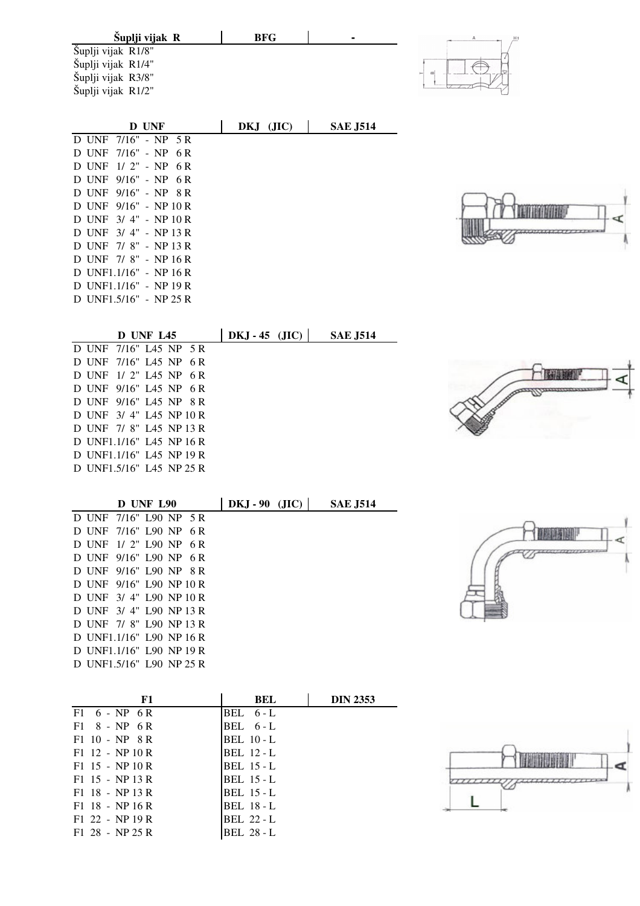| Šuplji vijak R | BFG | - |
|---|---|---|
| Šuplji vijak R1/8" | | |
| Šuplji vijak R1/4" | | |
| Šuplji vijak R3/8" | | |
| Šuplji vijak R1/2" | | |

| D UNF | DKJ (JIC) | SAE J514 |
|---|---|---|
| D UNF 7/16" - NP 5 R | | |
| D UNF 7/16" - NP 6 R | | |
| D UNF 1/ 2" - NP 6 R | | |
| D UNF 9/16" - NP 6 R | | |
| D UNF 9/16" - NP 8 R | | |
| D UNF 9/16" - NP 10 R | | |
| D UNF 3/ 4" - NP 10 R | | |
| D UNF 3/ 4" - NP 13 R | | |
| D UNF 7/ 8" - NP 13 R | | |
| D UNF 7/ 8" - NP 16 R | | |
| D UNF1.1/16" - NP 16 R | | |
| D UNF1.1/16" - NP 19 R | | |
| D UNF1.5/16" - NP 25 R | | |

| D UNF L45 | DKJ - 45 (JIC) | SAE J514 |
|---|---|---|
| D UNF 7/16" L45 NP 5 R | | |
| D UNF 7/16" L45 NP 6 R | | |
| D UNF 1/ 2" L45 NP 6 R | | |
| D UNF 9/16" L45 NP 6 R | | |
| D UNF 9/16" L45 NP 8 R | | |
| D UNF 3/ 4" L45 NP 10 R | | |
| D UNF 7/ 8" L45 NP 13 R | | |
| D UNF1.1/16" L45 NP 16 R | | |
| D UNF1.1/16" L45 NP 19 R | | |
| D UNF1.5/16" L45 NP 25 R | | |

| D UNF L90 | DKJ - 90 (JIC) | SAE J514 |
|---|---|---|
| D UNF 7/16" L90 NP 5 R | | |
| D UNF 7/16" L90 NP 6 R | | |
| D UNF 1/ 2" L90 NP 6 R | | |
| D UNF 9/16" L90 NP 6 R | | |
| D UNF 9/16" L90 NP 8 R | | |
| D UNF 9/16" L90 NP 10 R | | |
| D UNF 3/ 4" L90 NP 10 R | | |
| D UNF 3/ 4" L90 NP 13 R | | |
| D UNF 7/ 8" L90 NP 13 R | | |
| D UNF1.1/16" L90 NP 16 R | | |
| D UNF1.1/16" L90 NP 19 R | | |
| D UNF1.5/16" L90 NP 25 R | | |

| F1 | BEL | DIN 2353 |
|---|---|---|
| F1 6 - NP 6 R | BEL 6 - L | |
| F1 8 - NP 6 R | BEL 6 - L | |
| F1 10 - NP 8 R | BEL 10 - L | |
| F1 12 - NP 10 R | BEL 12 - L | |
| F1 15 - NP 10 R | BEL 15 - L | |
| F1 15 - NP 13 R | BEL 15 - L | |
| F1 18 - NP 13 R | BEL 15 - L | |
| F1 18 - NP 16 R | BEL 18 - L | |
| F1 22 - NP 19 R | BEL 22 - L | |
| F1 28 - NP 25 R | BEL 28 - L | |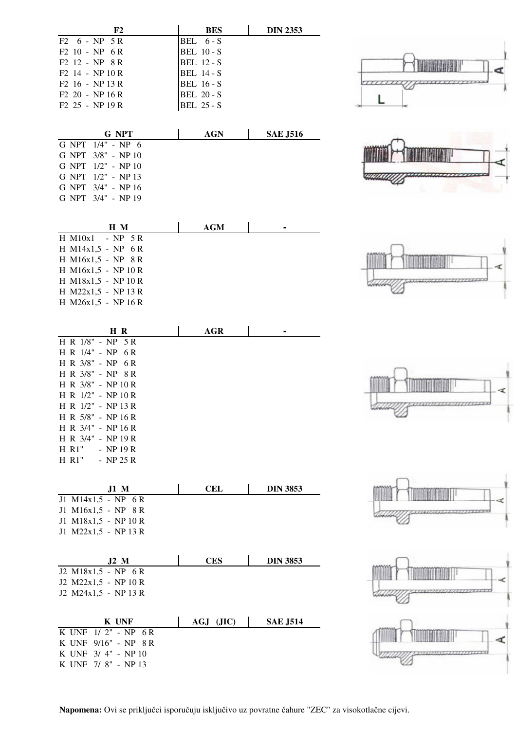| F2 | BES | DIN 2353 |
|---|---|---|
| F2 6 - NP 5 R | BEL 6 - S | |
| F2 10 - NP 6 R | BEL 10 - S | |
| F2 12 - NP 8 R | BEL 12 - S | |
| F2 14 - NP 10 R | BEL 14 - S | |
| F2 16 - NP 13 R | BEL 16 - S | |
| F2 20 - NP 16 R | BEL 20 - S | |
| F2 25 - NP 19 R | BEL 25 - S | |

| G NPT | AGN | SAE J516 |
|---|---|---|
| G NPT 1/4" - NP 6 | | |
| G NPT 3/8" - NP 10 | | |
| G NPT 1/2" - NP 10 | | |
| G NPT 1/2" - NP 13 | | |
| G NPT 3/4" - NP 16 | | |
| G NPT 3/4" - NP 19 | | |

| H M | AGM | - |
|---|---|---|
| H M10x1 - NP 5 R | | |
| H M14x1,5 - NP 6 R | | |
| H M16x1,5 - NP 8 R | | |
| H M16x1,5 - NP 10 R | | |
| H M18x1,5 - NP 10 R | | |
| H M22x1,5 - NP 13 R | | |
| H M26x1,5 - NP 16 R | | |

| H R | AGR | - |
|---|---|---|
| H R 1/8" - NP 5 R | | |
| H R 1/4" - NP 6 R | | |
| H R 3/8" - NP 6 R | | |
| H R 3/8" - NP 8 R | | |
| H R 3/8" - NP 10 R | | |
| H R 1/2" - NP 10 R | | |
| H R 1/2" - NP 13 R | | |
| H R 5/8" - NP 16 R | | |
| H R 3/4" - NP 16 R | | |
| H R 3/4" - NP 19 R | | |
| H R1" - NP 19 R | | |
| H R1" - NP 25 R | | |

| J1 M | CEL | DIN 3853 |
|---|---|---|
| J1 M14x1,5 - NP 6 R | | |
| J1 M16x1,5 - NP 8 R | | |
| J1 M18x1,5 - NP 10 R | | |
| J1 M22x1,5 - NP 13 R | | |

| J2 M | CES | DIN 3853 |
|---|---|---|
| J2 M18x1,5 - NP 6 R | | |
| J2 M22x1,5 - NP 10 R | | |
| J2 M24x1,5 - NP 13 R | | |

| K UNF | AGJ (JIC) | SAE J514 |
|---|---|---|
| K UNF 1/ 2" - NP 6 R | | |
| K UNF 9/16" - NP 8 R | | |
| K UNF 3/ 4" - NP 10 | | |
| K UNF 7/ 8" - NP 13 | | |

**Napomena:** Ovi se priključci isporučuju isključivo uz povratne čahure "ZEC" za visokotlačne cijevi.